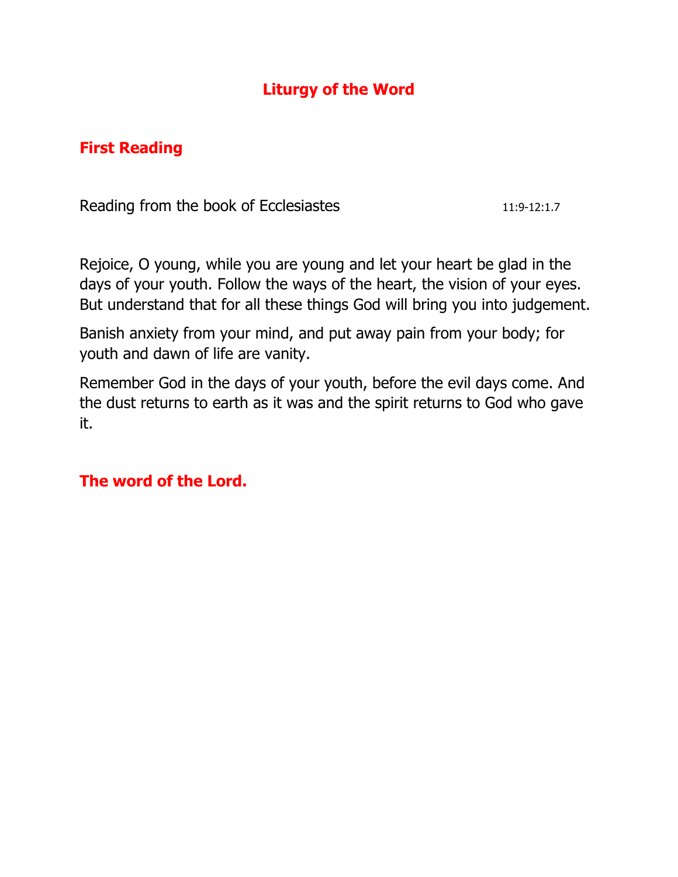# Liturgy of the Word

## First Reading

Reading from the book of Ecclesiastes 11:9-12:1.7

Rejoice, O young, while you are young and let your heart be glad in the days of your youth. Follow the ways of the heart, the vision of your eyes. But understand that for all these things God will bring you into judgement.

Banish anxiety from your mind, and put away pain from your body; for youth and dawn of life are vanity.

Remember God in the days of your youth, before the evil days come. And the dust returns to earth as it was and the spirit returns to God who gave it.

**The word of the Lord.**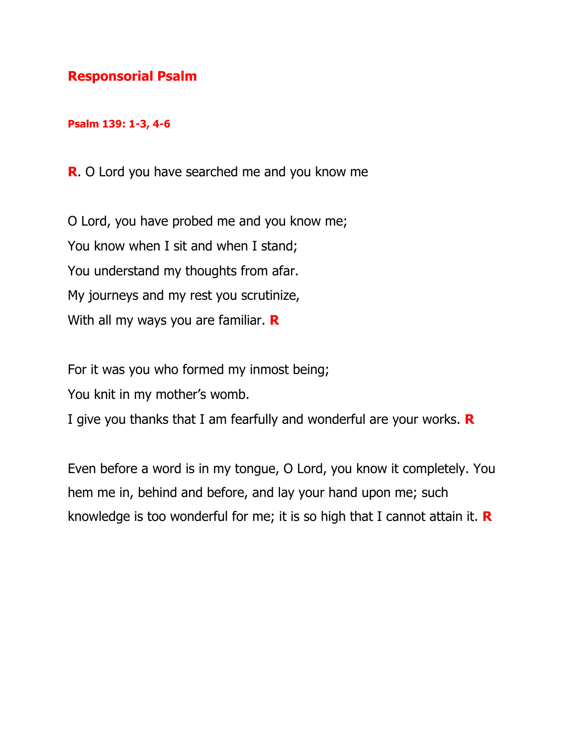## Responsorial Psalm

#### Psalm 139: 1-3, 4-6

**R**. O Lord you have searched me and you know me

O Lord, you have probed me and you know me;
You know when I sit and when I stand;
You understand my thoughts from afar.
My journeys and my rest you scrutinize,
With all my ways you are familiar. **R**

For it was you who formed my inmost being;
You knit in my mother's womb.
I give you thanks that I am fearfully and wonderful are your works. **R**

Even before a word is in my tongue, O Lord, you know it completely. You hem me in, behind and before, and lay your hand upon me; such knowledge is too wonderful for me; it is so high that I cannot attain it. **R**